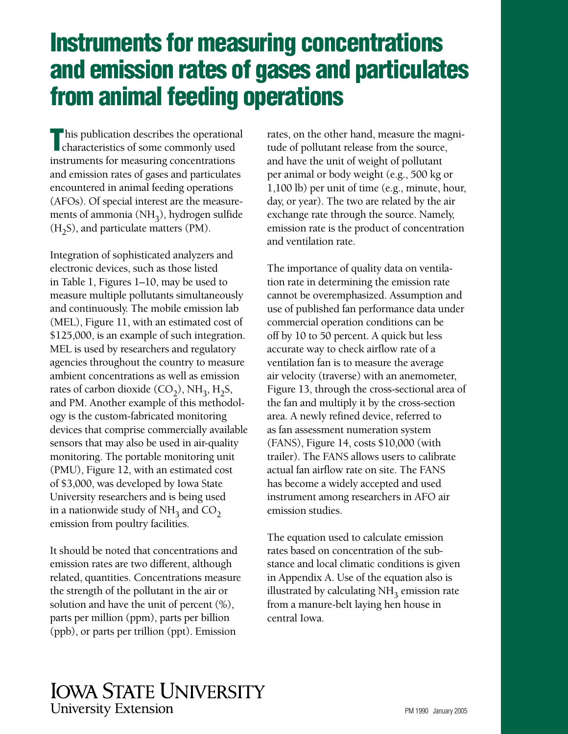# Instruments for measuring concentrations and emission rates of gases and particulates from animal feeding operations

This publication describes the operational characteristics of some commonly used instruments for measuring concentrations and emission rates of gases and particulates encountered in animal feeding operations (AFOs). Of special interest are the measurements of ammonia ($NH_3$), hydrogen sulfide ($H_2S$), and particulate matters (PM).

Integration of sophisticated analyzers and electronic devices, such as those listed in Table 1, Figures 1–10, may be used to measure multiple pollutants simultaneously and continuously. The mobile emission lab (MEL), Figure 11, with an estimated cost of $125,000, is an example of such integration. MEL is used by researchers and regulatory agencies throughout the country to measure ambient concentrations as well as emission rates of carbon dioxide ($CO_2$), $NH_3$, $H_2S$, and PM. Another example of this methodology is the custom-fabricated monitoring devices that comprise commercially available sensors that may also be used in air-quality monitoring. The portable monitoring unit (PMU), Figure 12, with an estimated cost of $3,000, was developed by Iowa State University researchers and is being used in a nationwide study of $NH_3$ and $CO_2$ emission from poultry facilities.

It should be noted that concentrations and emission rates are two different, although related, quantities. Concentrations measure the strength of the pollutant in the air or solution and have the unit of percent (%), parts per million (ppm), parts per billion (ppb), or parts per trillion (ppt). Emission rates, on the other hand, measure the magnitude of pollutant release from the source, and have the unit of weight of pollutant per animal or body weight (e.g., 500 kg or 1,100 lb) per unit of time (e.g., minute, hour, day, or year). The two are related by the air exchange rate through the source. Namely, emission rate is the product of concentration and ventilation rate.

The importance of quality data on ventilation rate in determining the emission rate cannot be overemphasized. Assumption and use of published fan performance data under commercial operation conditions can be off by 10 to 50 percent. A quick but less accurate way to check airflow rate of a ventilation fan is to measure the average air velocity (traverse) with an anemometer, Figure 13, through the cross-sectional area of the fan and multiply it by the cross-section area. A newly refined device, referred to as fan assessment numeration system (FANS), Figure 14, costs $10,000 (with trailer). The FANS allows users to calibrate actual fan airflow rate on site. The FANS has become a widely accepted and used instrument among researchers in AFO air emission studies.

The equation used to calculate emission rates based on concentration of the substance and local climatic conditions is given in Appendix A. Use of the equation also is illustrated by calculating $NH_3$ emission rate from a manure-belt laying hen house in central Iowa.

IOWA STATE UNIVERSITY
University Extension

PM 1990 January 2005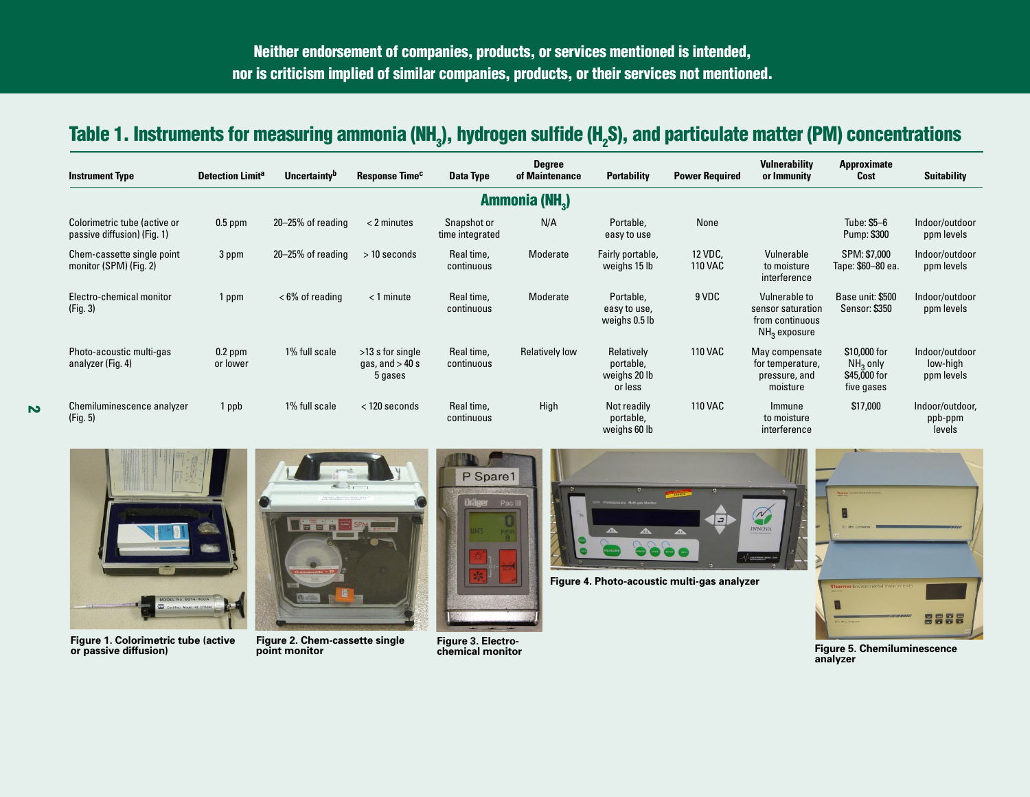**Neither endorsement of companies, products, or services mentioned is intended, nor is criticism implied of similar companies, products, or their services not mentioned.**

## Table 1. Instruments for measuring ammonia ($NH_3$), hydrogen sulfide ($H_2S$), and particulate matter (PM) concentrations

| Instrument Type | Detection Limit[a] | Uncertainty[b] | Response Time[c] | Data Type | Degree of Maintenance | Portability | Power Required | Vulnerability or Immunity | Approximate Cost | Suitability |
|---|---|---|---|---|---|---|---|---|---|---|
| **Ammonia ($NH_3$)** | | | | | | | | | | |
| Colorimetric tube (active or passive diffusion) (Fig. 1) | 0.5 ppm | 20–25% of reading | < 2 minutes | Snapshot or time integrated | N/A | Portable, easy to use | None | | Tube: $5–6 Pump: $300 | Indoor/outdoor ppm levels |
| Chem-cassette single point monitor (SPM) (Fig. 2) | 3 ppm | 20–25% of reading | > 10 seconds | Real time, continuous | Moderate | Fairly portable, weighs 15 lb | 12 VDC, 110 VAC | Vulnerable to moisture interference | SPM: $7,000 Tape: $60–80 ea. | Indoor/outdoor ppm levels |
| Electro-chemical monitor (Fig. 3) | 1 ppm | < 6% of reading | < 1 minute | Real time, continuous | Moderate | Portable, easy to use, weighs 0.5 lb | 9 VDC | Vulnerable to sensor saturation from continuous $NH_3$ exposure | Base unit: $500 Sensor: $350 | Indoor/outdoor ppm levels |
| Photo-acoustic multi-gas analyzer (Fig. 4) | 0.2 ppm or lower | 1% full scale | >13 s for single gas, and > 40 s 5 gases | Real time, continuous | Relatively low | Relatively portable, weighs 20 lb or less | 110 VAC | May compensate for temperature, pressure, and moisture | $10,000 for $NH_3$ only $45,000 for five gases | Indoor/outdoor low-high ppm levels |
| Chemiluminescence analyzer (Fig. 5) | 1 ppb | 1% full scale | < 120 seconds | Real time, continuous | High | Not readily portable, weighs 60 lb | 110 VAC | Immune to moisture interference | $17,000 | Indoor/outdoor, ppb-ppm levels |

**Figure 1. Colorimetric tube (active or passive diffusion)**

**Figure 2. Chem-cassette single point monitor**

**Figure 3. Electro-chemical monitor**

**Figure 4. Photo-acoustic multi-gas analyzer**

**Figure 5. Chemiluminescence analyzer**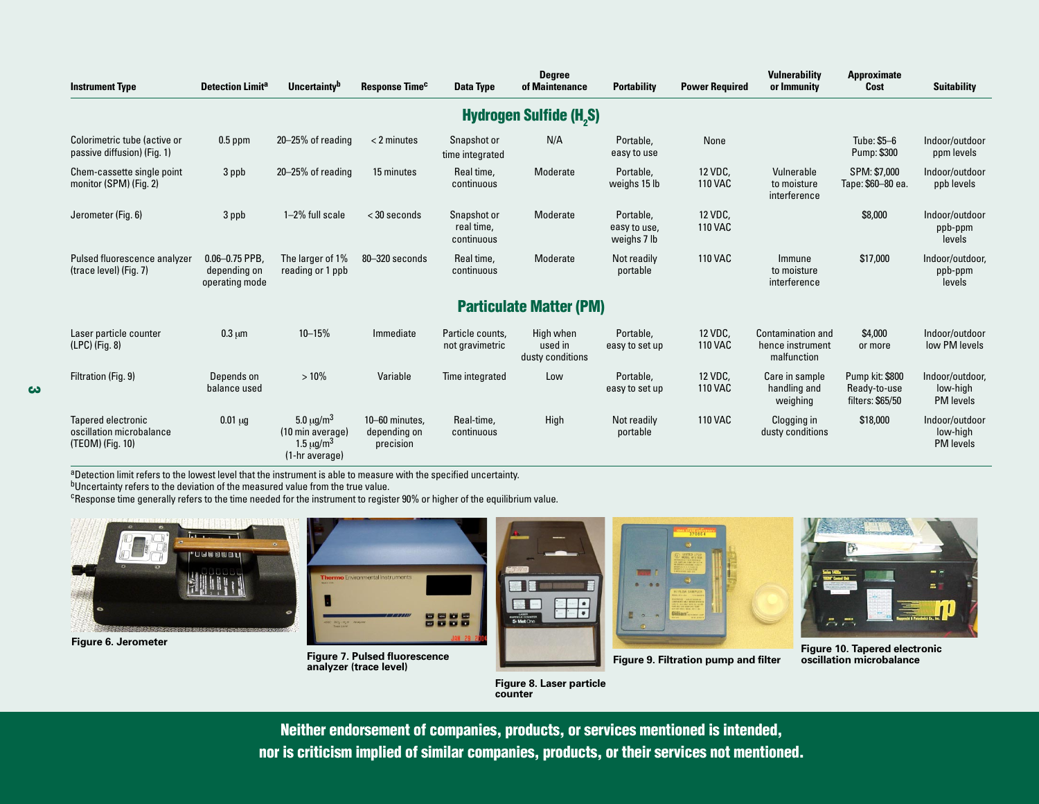| Instrument Type | Detection Limit[a] | Uncertainty[b] | Response Time[c] | Data Type | Degree of Maintenance | Portability | Power Required | Vulnerability or Immunity | Approximate Cost | Suitability |
|---|---|---|---|---|---|---|---|---|---|---|
| **Hydrogen Sulfide ($H_2S$)** | | | | | | | | | | |
| Colorimetric tube (active or passive diffusion) (Fig. 1) | 0.5 ppm | 20–25% of reading | < 2 minutes | Snapshot or time integrated | N/A | Portable, easy to use | None | | Tube: $5–6 Pump: $300 | Indoor/outdoor ppm levels |
| Chem-cassette single point monitor (SPM) (Fig. 2) | 3 ppb | 20–25% of reading | 15 minutes | Real time, continuous | Moderate | Portable, weighs 15 lb | 12 VDC, 110 VAC | Vulnerable to moisture interference | SPM: $7,000 Tape: $60–80 ea. | Indoor/outdoor ppb levels |
| Jerometer (Fig. 6) | 3 ppb | 1–2% full scale | < 30 seconds | Snapshot or real time, continuous | Moderate | Portable, easy to use, weighs 7 lb | 12 VDC, 110 VAC | | $8,000 | Indoor/outdoor ppb-ppm levels |
| Pulsed fluorescence analyzer (trace level) (Fig. 7) | 0.06–0.75 PPB, depending on operating mode | The larger of 1% reading or 1 ppb | 80–320 seconds | Real time, continuous | Moderate | Not readily portable | 110 VAC | Immune to moisture interference | $17,000 | Indoor/outdoor, ppb-ppm levels |
| **Particulate Matter (PM)** | | | | | | | | | | |
| Laser particle counter (LPC) (Fig. 8) | 0.3 μm | 10–15% | Immediate | Particle counts, not gravimetric | High when used in dusty conditions | Portable, easy to set up | 12 VDC, 110 VAC | Contamination and hence instrument malfunction | $4,000 or more | Indoor/outdoor low PM levels |
| Filtration (Fig. 9) | Depends on balance used | > 10% | Variable | Time integrated | Low | Portable, easy to set up | 12 VDC, 110 VAC | Care in sample handling and weighing | Pump kit: $800 Ready-to-use filters: $65/50 | Indoor/outdoor, low-high PM levels |
| Tapered electronic oscillation microbalance (TEOM) (Fig. 10) | 0.01 μg | 5.0 μg/m$^3$ (10 min average) 1.5 μg/m$^3$ (1-hr average) | 10–60 minutes, depending on precision | Real-time, continuous | High | Not readily portable | 110 VAC | Clogging in dusty conditions | $18,000 | Indoor/outdoor low-high PM levels |

[a]Detection limit refers to the lowest level that the instrument is able to measure with the specified uncertainty.
[b]Uncertainty refers to the deviation of the measured value from the true value.
[c]Response time generally refers to the time needed for the instrument to register 90% or higher of the equilibrium value.

**Figure 6. Jerometer**

**Figure 7. Pulsed fluorescence analyzer (trace level)**

**Figure 8. Laser particle counter**

**Figure 9. Filtration pump and filter**

**Figure 10. Tapered electronic oscillation microbalance**

**Neither endorsement of companies, products, or services mentioned is intended, nor is criticism implied of similar companies, products, or their services not mentioned.**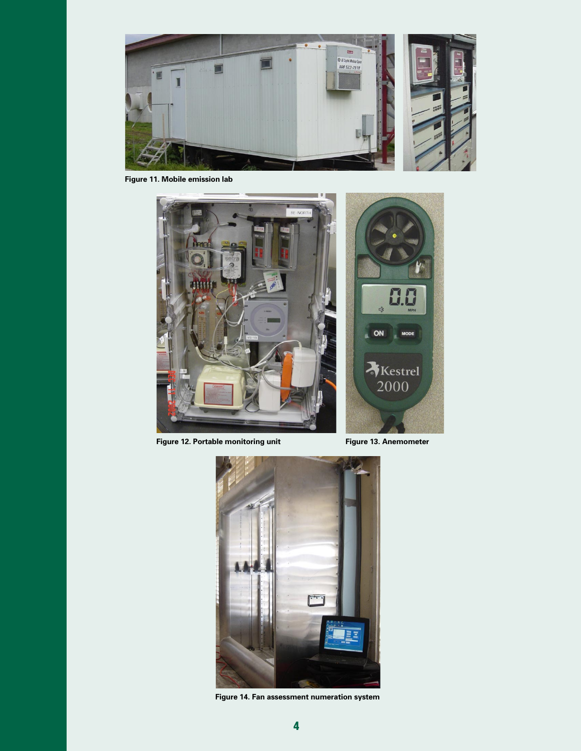Figure 11. Mobile emission lab

Figure 12. Portable monitoring unit

Figure 13. Anemometer

Figure 14. Fan assessment numeration system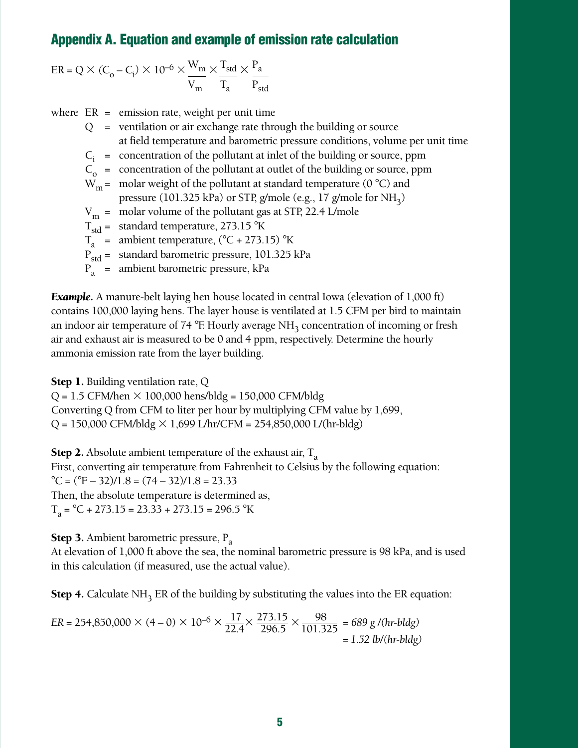## Appendix A. Equation and example of emission rate calculation

$$ER = Q \times (C_o - C_i) \times 10^{-6} \times \frac{W_m}{V_m} \times \frac{T_{std}}{T_a} \times \frac{P_a}{P_{std}}$$

where
- ER = emission rate, weight per unit time
- $Q$ = ventilation or air exchange rate through the building or source at field temperature and barometric pressure conditions, volume per unit time
- $C_i$ = concentration of the pollutant at inlet of the building or source, ppm
- $C_o$ = concentration of the pollutant at outlet of the building or source, ppm
- $W_m$ = molar weight of the pollutant at standard temperature (0 °C) and pressure (101.325 kPa) or STP, g/mole (e.g., 17 g/mole for $NH_3$)
- $V_m$ = molar volume of the pollutant gas at STP, 22.4 L/mole
- $T_{std}$ = standard temperature, 273.15 °K
- $T_a$ = ambient temperature, (°C + 273.15) °K
- $P_{std}$ = standard barometric pressure, 101.325 kPa
- $P_a$ = ambient barometric pressure, kPa

***Example.*** A manure-belt laying hen house located in central Iowa (elevation of 1,000 ft) contains 100,000 laying hens. The layer house is ventilated at 1.5 CFM per bird to maintain an indoor air temperature of 74 °F. Hourly average $NH_3$ concentration of incoming or fresh air and exhaust air is measured to be 0 and 4 ppm, respectively. Determine the hourly ammonia emission rate from the layer building.

**Step 1.** Building ventilation rate, $Q$

$Q$ = 1.5 CFM/hen × 100,000 hens/bldg = 150,000 CFM/bldg

Converting $Q$ from CFM to liter per hour by multiplying CFM value by 1,699,

$Q$ = 150,000 CFM/bldg × 1,699 L/hr/CFM = 254,850,000 L/(hr-bldg)

**Step 2.** Absolute ambient temperature of the exhaust air, $T_a$

First, converting air temperature from Fahrenheit to Celsius by the following equation:

°C = (°F – 32)/1.8 = (74 – 32)/1.8 = 23.33

Then, the absolute temperature is determined as,

$T_a$ = °C + 273.15 = 23.33 + 273.15 = 296.5 °K

**Step 3.** Ambient barometric pressure, $P_a$

At elevation of 1,000 ft above the sea, the nominal barometric pressure is 98 kPa, and is used in this calculation (if measured, use the actual value).

**Step 4.** Calculate $NH_3$ ER of the building by substituting the values into the ER equation:

$$ER = 254{,}850{,}000 \times (4 - 0) \times 10^{-6} \times \frac{17}{22.4} \times \frac{273.15}{296.5} \times \frac{98}{101.325} = 689 \text{ g/(hr-bldg)} = 1.52 \text{ lb/(hr-bldg)}$$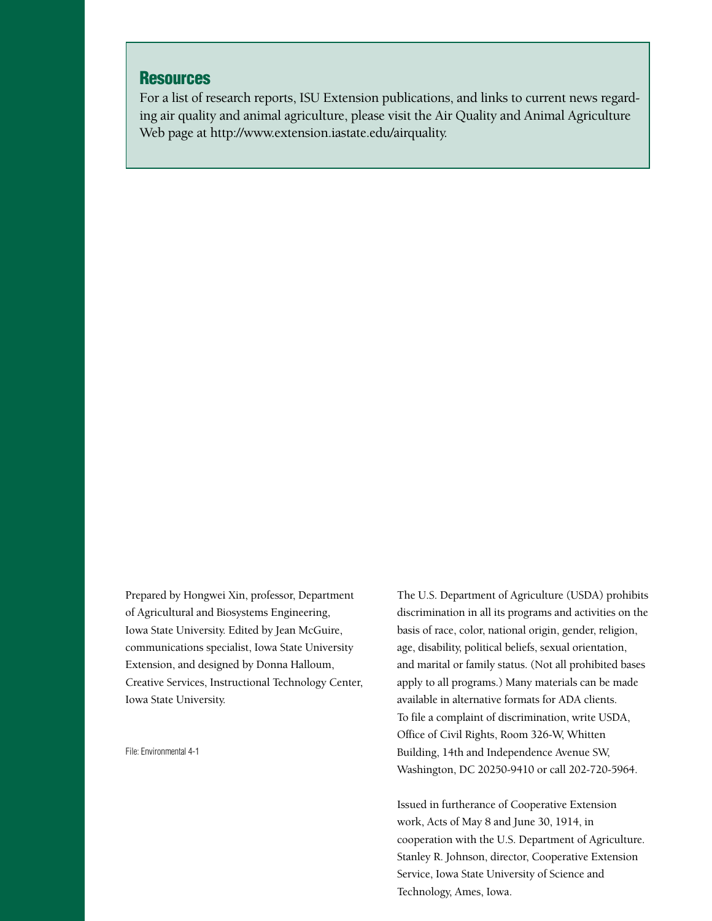## Resources

For a list of research reports, ISU Extension publications, and links to current news regarding air quality and animal agriculture, please visit the Air Quality and Animal Agriculture Web page at http://www.extension.iastate.edu/airquality.

Prepared by Hongwei Xin, professor, Department of Agricultural and Biosystems Engineering, Iowa State University. Edited by Jean McGuire, communications specialist, Iowa State University Extension, and designed by Donna Halloum, Creative Services, Instructional Technology Center, Iowa State University.

File: Environmental 4-1

The U.S. Department of Agriculture (USDA) prohibits discrimination in all its programs and activities on the basis of race, color, national origin, gender, religion, age, disability, political beliefs, sexual orientation, and marital or family status. (Not all prohibited bases apply to all programs.) Many materials can be made available in alternative formats for ADA clients. To file a complaint of discrimination, write USDA, Office of Civil Rights, Room 326-W, Whitten Building, 14th and Independence Avenue SW, Washington, DC 20250-9410 or call 202-720-5964.

Issued in furtherance of Cooperative Extension work, Acts of May 8 and June 30, 1914, in cooperation with the U.S. Department of Agriculture. Stanley R. Johnson, director, Cooperative Extension Service, Iowa State University of Science and Technology, Ames, Iowa.